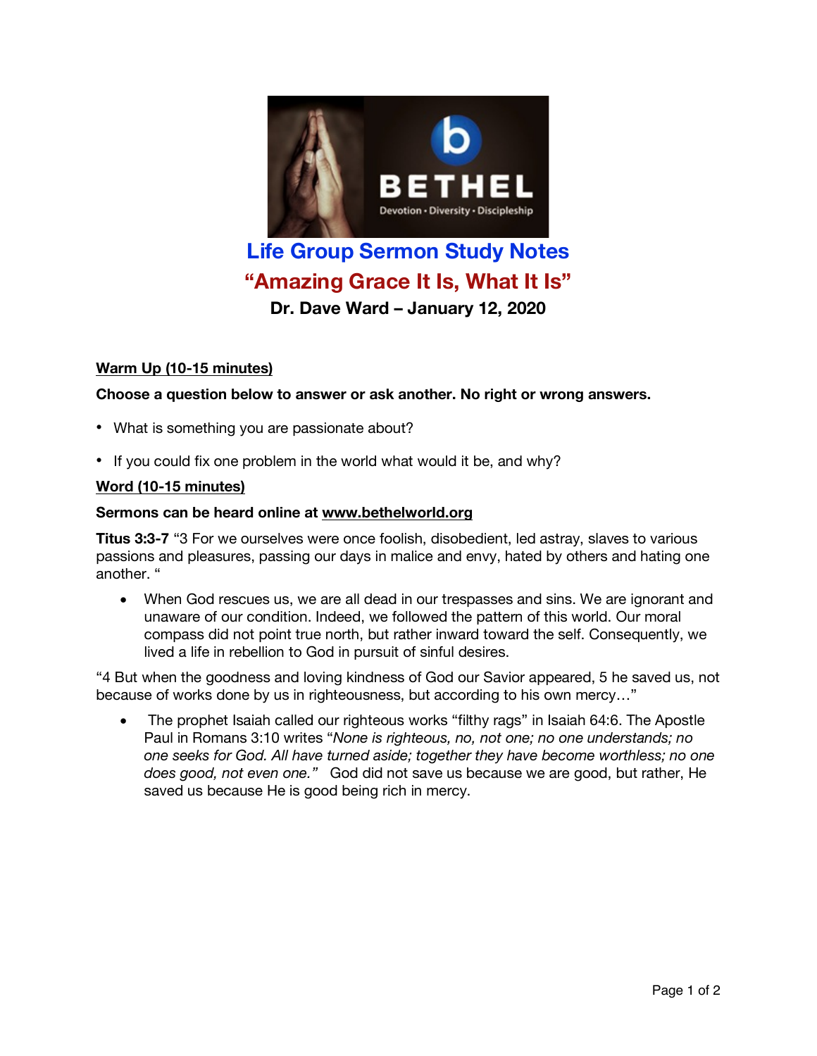# Life Group Sermon Study Notes

## "Amazing Grace It Is, What It Is"

### Dr. Dave Ward – January 12, 2020

**Warm Up (10-15 minutes)**

**Choose a question below to answer or ask another. No right or wrong answers.**

- What is something you are passionate about?
- If you could fix one problem in the world what would it be, and why?

**Word (10-15 minutes)**

**Sermons can be heard online at www.bethelworld.org**

**Titus 3:3-7** "3 For we ourselves were once foolish, disobedient, led astray, slaves to various passions and pleasures, passing our days in malice and envy, hated by others and hating one another. "

- When God rescues us, we are all dead in our trespasses and sins. We are ignorant and unaware of our condition. Indeed, we followed the pattern of this world. Our moral compass did not point true north, but rather inward toward the self. Consequently, we lived a life in rebellion to God in pursuit of sinful desires.

"4 But when the goodness and loving kindness of God our Savior appeared, 5 he saved us, not because of works done by us in righteousness, but according to his own mercy…"

- The prophet Isaiah called our righteous works "filthy rags" in Isaiah 64:6. The Apostle Paul in Romans 3:10 writes "*None is righteous, no, not one; no one understands; no one seeks for God. All have turned aside; together they have become worthless; no one does good, not even one."* God did not save us because we are good, but rather, He saved us because He is good being rich in mercy.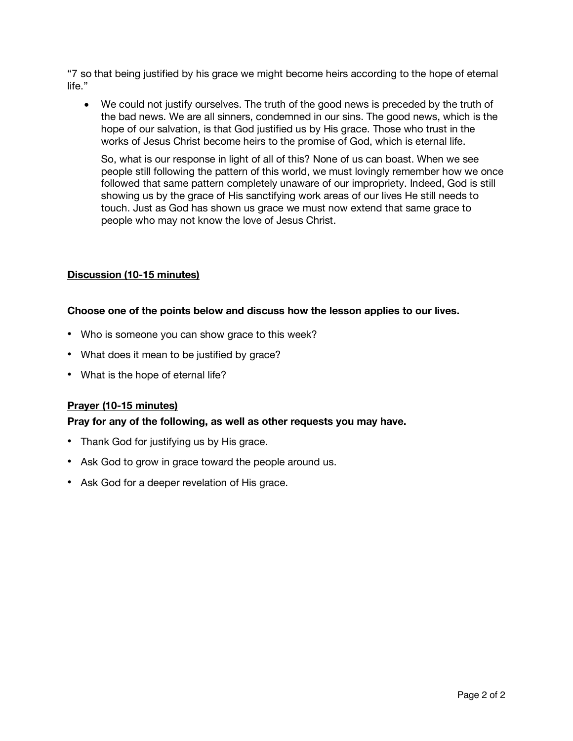"7 so that being justified by his grace we might become heirs according to the hope of eternal life."

- We could not justify ourselves. The truth of the good news is preceded by the truth of the bad news. We are all sinners, condemned in our sins. The good news, which is the hope of our salvation, is that God justified us by His grace. Those who trust in the works of Jesus Christ become heirs to the promise of God, which is eternal life.

  So, what is our response in light of all of this? None of us can boast. When we see people still following the pattern of this world, we must lovingly remember how we once followed that same pattern completely unaware of our impropriety. Indeed, God is still showing us by the grace of His sanctifying work areas of our lives He still needs to touch. Just as God has shown us grace we must now extend that same grace to people who may not know the love of Jesus Christ.

**<u>Discussion (10-15 minutes)</u>**

**Choose one of the points below and discuss how the lesson applies to our lives.**

- Who is someone you can show grace to this week?
- What does it mean to be justified by grace?
- What is the hope of eternal life?

**<u>Prayer (10-15 minutes)</u>**

**Pray for any of the following, as well as other requests you may have.**

- Thank God for justifying us by His grace.
- Ask God to grow in grace toward the people around us.
- Ask God for a deeper revelation of His grace.